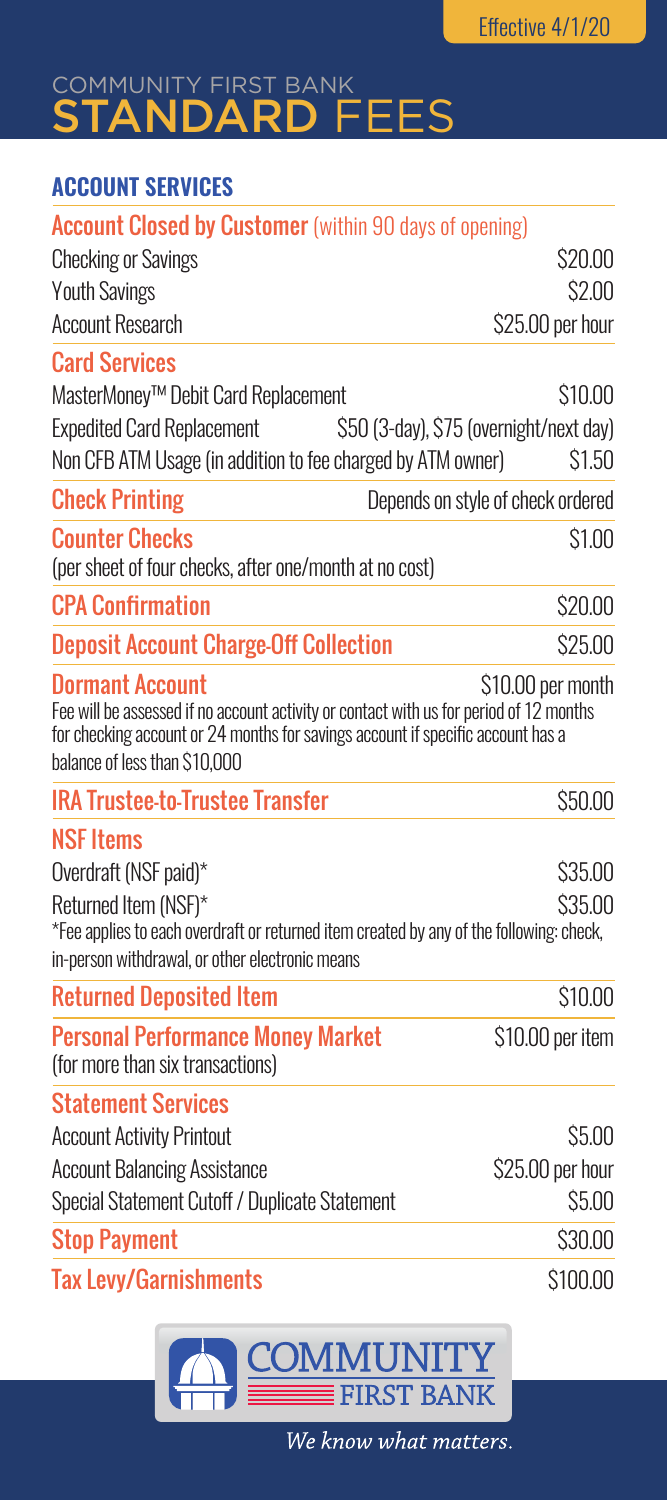Effective 4/1/20

# COMMUNITY FIRST BANK STANDARD FEES

## ACCOUNT SERVICES

### Account Closed by Customer (within 90 days of opening)

| | |
|---|---|
| Checking or Savings | $20.00 |
| Youth Savings | $2.00 |
| Account Research | $25.00 per hour |

### Card Services

| | |
|---|---|
| MasterMoney™ Debit Card Replacement | $10.00 |
| Expedited Card Replacement | $50 (3-day), $75 (overnight/next day) |
| Non CFB ATM Usage (in addition to fee charged by ATM owner) | $1.50 |

### Check Printing

Depends on style of check ordered

### Counter Checks

$1.00

(per sheet of four checks, after one/month at no cost)

### CPA Confirmation

$20.00

### Deposit Account Charge-Off Collection

$25.00

### Dormant Account

$10.00 per month

Fee will be assessed if no account activity or contact with us for period of 12 months for checking account or 24 months for savings account if specific account has a balance of less than $10,000

### IRA Trustee-to-Trustee Transfer

$50.00

### NSF Items

| | |
|---|---|
| Overdraft (NSF paid)* | $35.00 |
| Returned Item (NSF)* | $35.00 |

*Fee applies to each overdraft or returned item created by any of the following: check, in-person withdrawal, or other electronic means

### Returned Deposited Item

$10.00

### Personal Performance Money Market

$10.00 per item

(for more than six transactions)

### Statement Services

| | |
|---|---|
| Account Activity Printout | $5.00 |
| Account Balancing Assistance | $25.00 per hour |
| Special Statement Cutoff / Duplicate Statement | $5.00 |

### Stop Payment

$30.00

### Tax Levy/Garnishments

$100.00

COMMUNITY FIRST BANK

*We know what matters.*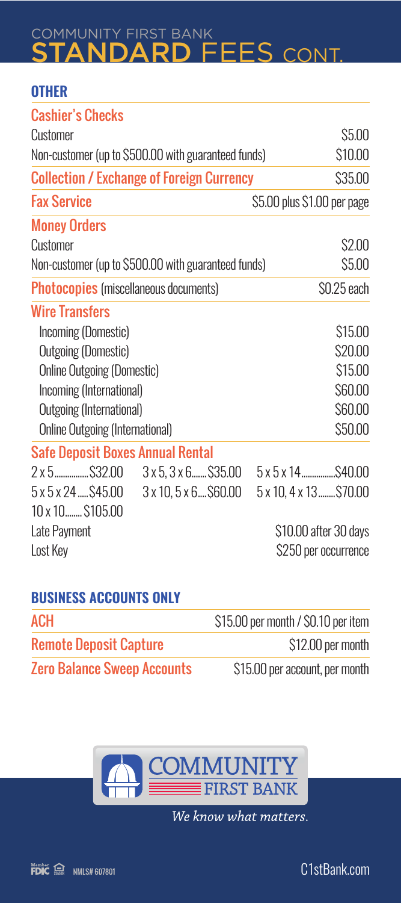# COMMUNITY FIRST BANK STANDARD FEES CONT.

## OTHER

### Cashier's Checks

| | |
|---|---|
| Customer | $5.00 |
| Non-customer (up to $500.00 with guaranteed funds) | $10.00 |

### Collection / Exchange of Foreign Currency — $35.00

### Fax Service — $5.00 plus $1.00 per page

### Money Orders

| | |
|---|---|
| Customer | $2.00 |
| Non-customer (up to $500.00 with guaranteed funds) | $5.00 |

### Photocopies (miscellaneous documents) — $0.25 each

### Wire Transfers

| | |
|---|---|
| Incoming (Domestic) | $15.00 |
| Outgoing (Domestic) | $20.00 |
| Online Outgoing (Domestic) | $15.00 |
| Incoming (International) | $60.00 |
| Outgoing (International) | $60.00 |
| Online Outgoing (International) | $50.00 |

### Safe Deposit Boxes Annual Rental

| | | |
|---|---|---|
| 2 x 5................$32.00 | 3 x 5, 3 x 6.......$35.00 | 5 x 5 x 14................$40.00 |
| 5 x 5 x 24.....$45.00 | 3 x 10, 5 x 6....$60.00 | 5 x 10, 4 x 13........$70.00 |
| 10 x 10........$105.00 | | |

| | |
|---|---|
| Late Payment | $10.00 after 30 days |
| Lost Key | $250 per occurrence |

## BUSINESS ACCOUNTS ONLY

| | |
|---|---|
| ACH | $15.00 per month / $0.10 per item |
| Remote Deposit Capture | $12.00 per month |
| Zero Balance Sweep Accounts | $15.00 per account, per month |

COMMUNITY FIRST BANK

*We know what matters.*

Member FDIC NMLS# 607801

C1stBank.com